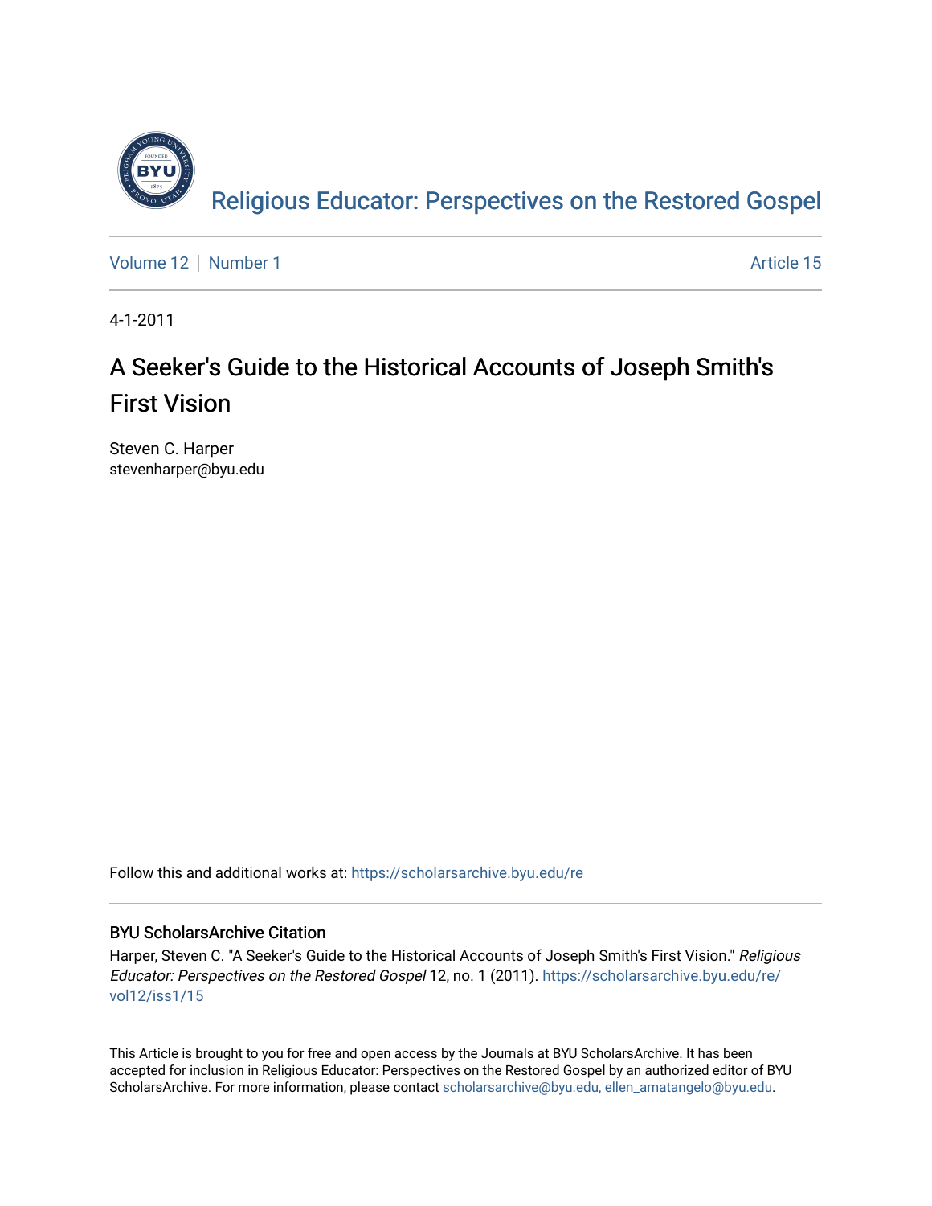Religious Educator: Perspectives on the Restored Gospel

Volume 12 | Number 1 — Article 15

4-1-2011

# A Seeker's Guide to the Historical Accounts of Joseph Smith's First Vision

Steven C. Harper
stevenharper@byu.edu

Follow this and additional works at: https://scholarsarchive.byu.edu/re

## BYU ScholarsArchive Citation

Harper, Steven C. "A Seeker's Guide to the Historical Accounts of Joseph Smith's First Vision." *Religious Educator: Perspectives on the Restored Gospel* 12, no. 1 (2011). https://scholarsarchive.byu.edu/re/vol12/iss1/15

This Article is brought to you for free and open access by the Journals at BYU ScholarsArchive. It has been accepted for inclusion in Religious Educator: Perspectives on the Restored Gospel by an authorized editor of BYU ScholarsArchive. For more information, please contact scholarsarchive@byu.edu, ellen_amatangelo@byu.edu.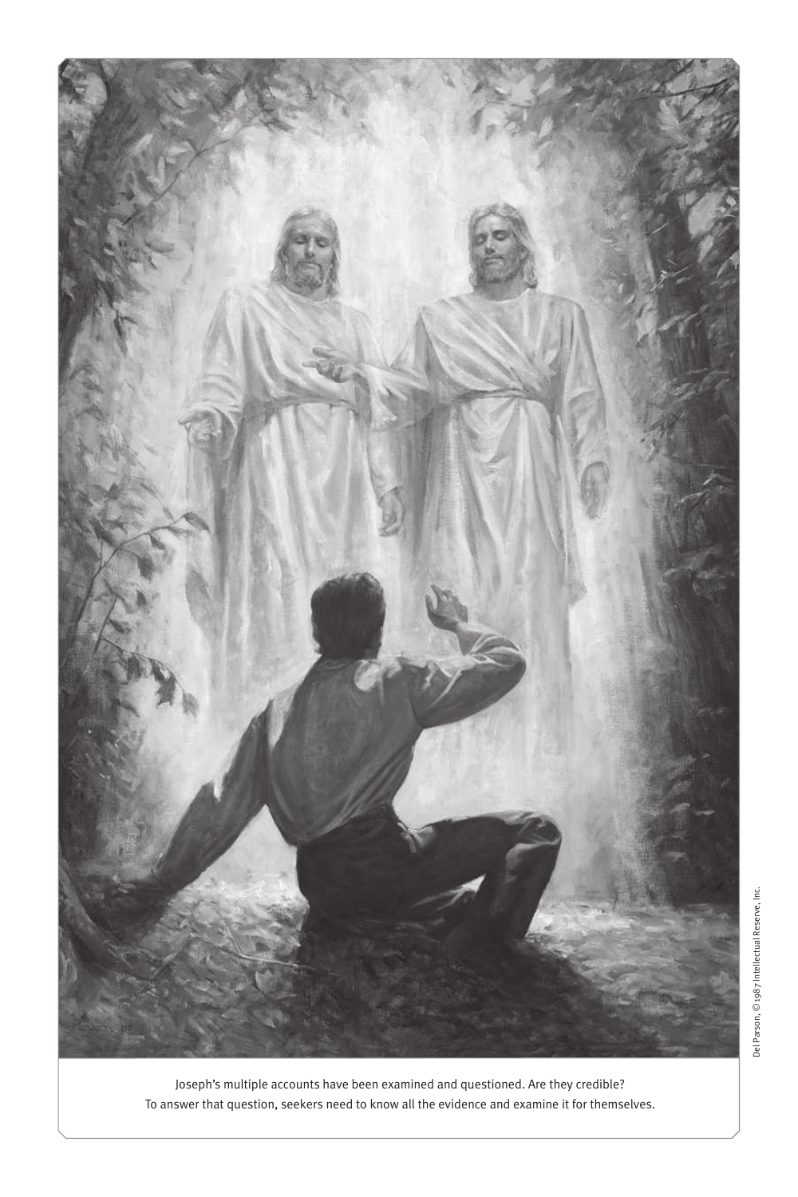Joseph's multiple accounts have been examined and questioned. Are they credible? To answer that question, seekers need to know all the evidence and examine it for themselves.

Del Parson, ©1987 Intellectual Reserve, Inc.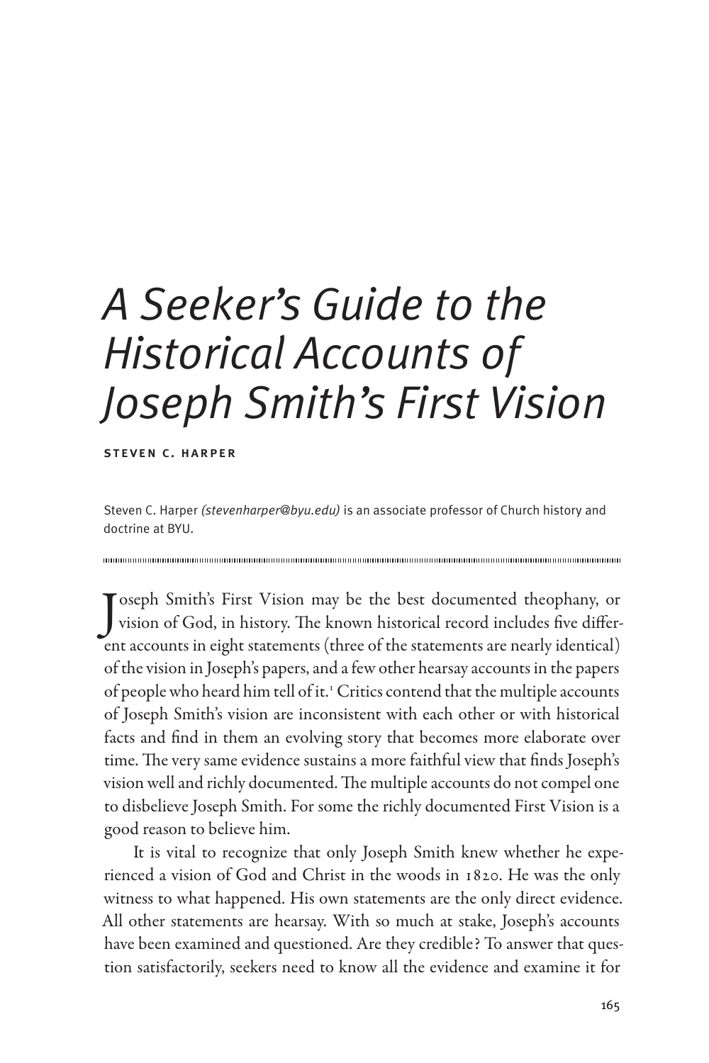# A Seeker's Guide to the Historical Accounts of Joseph Smith's First Vision

**STEVEN C. HARPER**

Steven C. Harper *(stevenharper@byu.edu)* is an associate professor of Church history and doctrine at BYU.

---

Joseph Smith's First Vision may be the best documented theophany, or vision of God, in history. The known historical record includes five different accounts in eight statements (three of the statements are nearly identical) of the vision in Joseph's papers, and a few other hearsay accounts in the papers of people who heard him tell of it.[1] Critics contend that the multiple accounts of Joseph Smith's vision are inconsistent with each other or with historical facts and find in them an evolving story that becomes more elaborate over time. The very same evidence sustains a more faithful view that finds Joseph's vision well and richly documented. The multiple accounts do not compel one to disbelieve Joseph Smith. For some the richly documented First Vision is a good reason to believe him.

It is vital to recognize that only Joseph Smith knew whether he experienced a vision of God and Christ in the woods in 1820. He was the only witness to what happened. His own statements are the only direct evidence. All other statements are hearsay. With so much at stake, Joseph's accounts have been examined and questioned. Are they credible? To answer that question satisfactorily, seekers need to know all the evidence and examine it for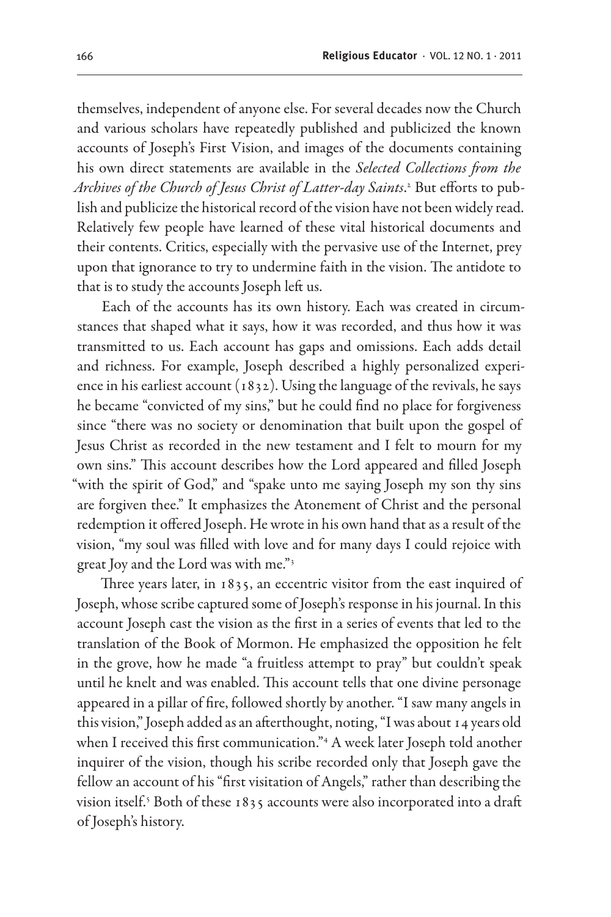themselves, independent of anyone else. For several decades now the Church and various scholars have repeatedly published and publicized the known accounts of Joseph's First Vision, and images of the documents containing his own direct statements are available in the *Selected Collections from the Archives of the Church of Jesus Christ of Latter-day Saints*.[2] But efforts to publish and publicize the historical record of the vision have not been widely read. Relatively few people have learned of these vital historical documents and their contents. Critics, especially with the pervasive use of the Internet, prey upon that ignorance to try to undermine faith in the vision. The antidote to that is to study the accounts Joseph left us.

Each of the accounts has its own history. Each was created in circumstances that shaped what it says, how it was recorded, and thus how it was transmitted to us. Each account has gaps and omissions. Each adds detail and richness. For example, Joseph described a highly personalized experience in his earliest account (1832). Using the language of the revivals, he says he became "convicted of my sins," but he could find no place for forgiveness since "there was no society or denomination that built upon the gospel of Jesus Christ as recorded in the new testament and I felt to mourn for my own sins." This account describes how the Lord appeared and filled Joseph "with the spirit of God," and "spake unto me saying Joseph my son thy sins are forgiven thee." It emphasizes the Atonement of Christ and the personal redemption it offered Joseph. He wrote in his own hand that as a result of the vision, "my soul was filled with love and for many days I could rejoice with great Joy and the Lord was with me."[3]

Three years later, in 1835, an eccentric visitor from the east inquired of Joseph, whose scribe captured some of Joseph's response in his journal. In this account Joseph cast the vision as the first in a series of events that led to the translation of the Book of Mormon. He emphasized the opposition he felt in the grove, how he made "a fruitless attempt to pray" but couldn't speak until he knelt and was enabled. This account tells that one divine personage appeared in a pillar of fire, followed shortly by another. "I saw many angels in this vision," Joseph added as an afterthought, noting, "I was about 14 years old when I received this first communication."[4] A week later Joseph told another inquirer of the vision, though his scribe recorded only that Joseph gave the fellow an account of his "first visitation of Angels," rather than describing the vision itself.[5] Both of these 1835 accounts were also incorporated into a draft of Joseph's history.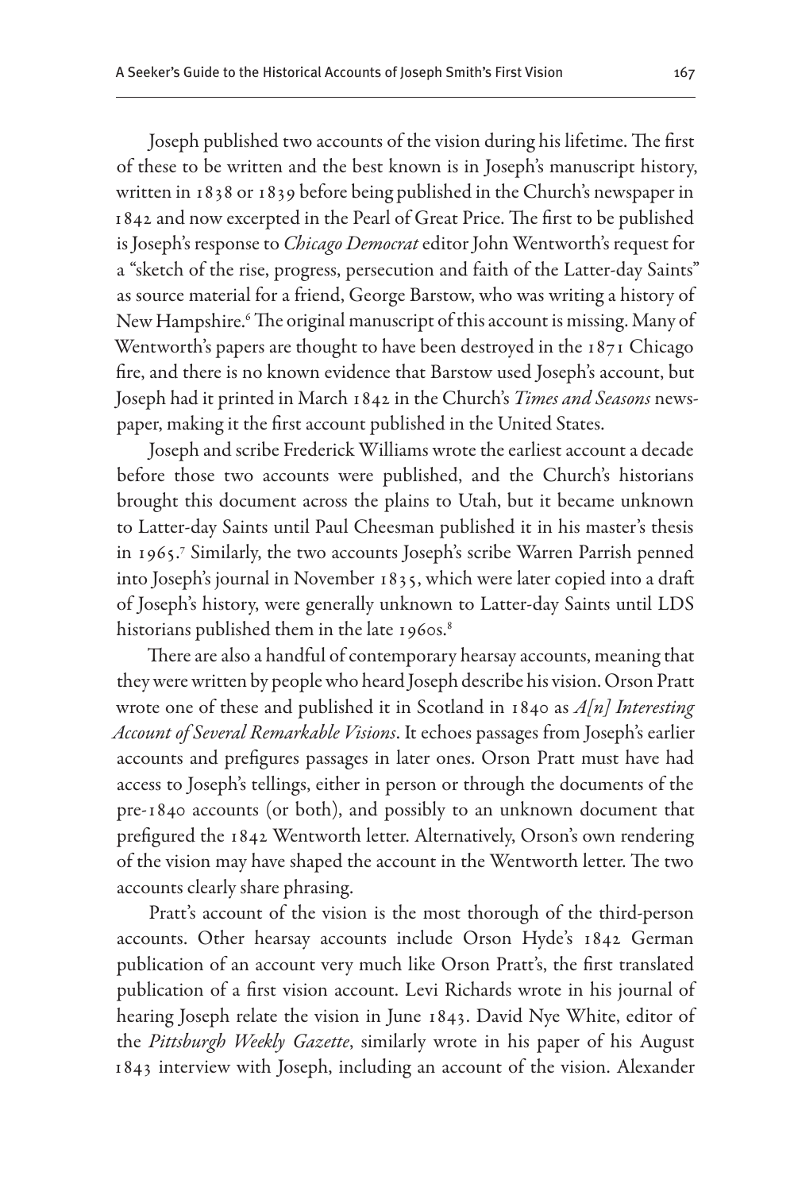Joseph published two accounts of the vision during his lifetime. The first of these to be written and the best known is in Joseph's manuscript history, written in 1838 or 1839 before being published in the Church's newspaper in 1842 and now excerpted in the Pearl of Great Price. The first to be published is Joseph's response to *Chicago Democrat* editor John Wentworth's request for a "sketch of the rise, progress, persecution and faith of the Latter-day Saints" as source material for a friend, George Barstow, who was writing a history of New Hampshire.[6] The original manuscript of this account is missing. Many of Wentworth's papers are thought to have been destroyed in the 1871 Chicago fire, and there is no known evidence that Barstow used Joseph's account, but Joseph had it printed in March 1842 in the Church's *Times and Seasons* newspaper, making it the first account published in the United States.

Joseph and scribe Frederick Williams wrote the earliest account a decade before those two accounts were published, and the Church's historians brought this document across the plains to Utah, but it became unknown to Latter-day Saints until Paul Cheesman published it in his master's thesis in 1965.[7] Similarly, the two accounts Joseph's scribe Warren Parrish penned into Joseph's journal in November 1835, which were later copied into a draft of Joseph's history, were generally unknown to Latter-day Saints until LDS historians published them in the late 1960s.[8]

There are also a handful of contemporary hearsay accounts, meaning that they were written by people who heard Joseph describe his vision. Orson Pratt wrote one of these and published it in Scotland in 1840 as *A[n] Interesting Account of Several Remarkable Visions*. It echoes passages from Joseph's earlier accounts and prefigures passages in later ones. Orson Pratt must have had access to Joseph's tellings, either in person or through the documents of the pre-1840 accounts (or both), and possibly to an unknown document that prefigured the 1842 Wentworth letter. Alternatively, Orson's own rendering of the vision may have shaped the account in the Wentworth letter. The two accounts clearly share phrasing.

Pratt's account of the vision is the most thorough of the third-person accounts. Other hearsay accounts include Orson Hyde's 1842 German publication of an account very much like Orson Pratt's, the first translated publication of a first vision account. Levi Richards wrote in his journal of hearing Joseph relate the vision in June 1843. David Nye White, editor of the *Pittsburgh Weekly Gazette*, similarly wrote in his paper of his August 1843 interview with Joseph, including an account of the vision. Alexander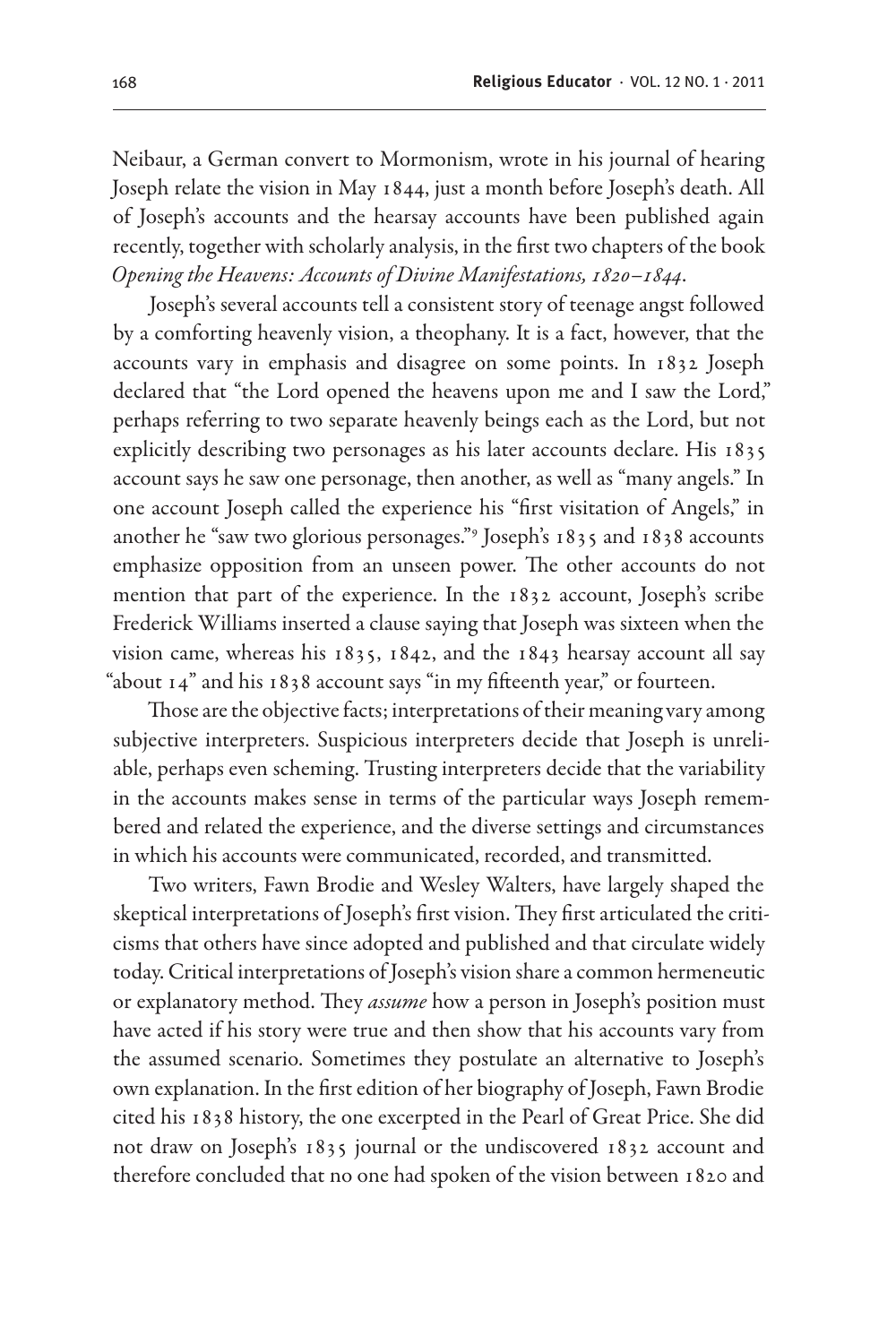Neibaur, a German convert to Mormonism, wrote in his journal of hearing Joseph relate the vision in May 1844, just a month before Joseph's death. All of Joseph's accounts and the hearsay accounts have been published again recently, together with scholarly analysis, in the first two chapters of the book *Opening the Heavens: Accounts of Divine Manifestations, 1820–1844*.

Joseph's several accounts tell a consistent story of teenage angst followed by a comforting heavenly vision, a theophany. It is a fact, however, that the accounts vary in emphasis and disagree on some points. In 1832 Joseph declared that "the Lord opened the heavens upon me and I saw the Lord," perhaps referring to two separate heavenly beings each as the Lord, but not explicitly describing two personages as his later accounts declare. His 1835 account says he saw one personage, then another, as well as "many angels." In one account Joseph called the experience his "first visitation of Angels," in another he "saw two glorious personages."[9] Joseph's 1835 and 1838 accounts emphasize opposition from an unseen power. The other accounts do not mention that part of the experience. In the 1832 account, Joseph's scribe Frederick Williams inserted a clause saying that Joseph was sixteen when the vision came, whereas his 1835, 1842, and the 1843 hearsay account all say "about 14" and his 1838 account says "in my fifteenth year," or fourteen.

Those are the objective facts; interpretations of their meaning vary among subjective interpreters. Suspicious interpreters decide that Joseph is unreliable, perhaps even scheming. Trusting interpreters decide that the variability in the accounts makes sense in terms of the particular ways Joseph remembered and related the experience, and the diverse settings and circumstances in which his accounts were communicated, recorded, and transmitted.

Two writers, Fawn Brodie and Wesley Walters, have largely shaped the skeptical interpretations of Joseph's first vision. They first articulated the criticisms that others have since adopted and published and that circulate widely today. Critical interpretations of Joseph's vision share a common hermeneutic or explanatory method. They *assume* how a person in Joseph's position must have acted if his story were true and then show that his accounts vary from the assumed scenario. Sometimes they postulate an alternative to Joseph's own explanation. In the first edition of her biography of Joseph, Fawn Brodie cited his 1838 history, the one excerpted in the Pearl of Great Price. She did not draw on Joseph's 1835 journal or the undiscovered 1832 account and therefore concluded that no one had spoken of the vision between 1820 and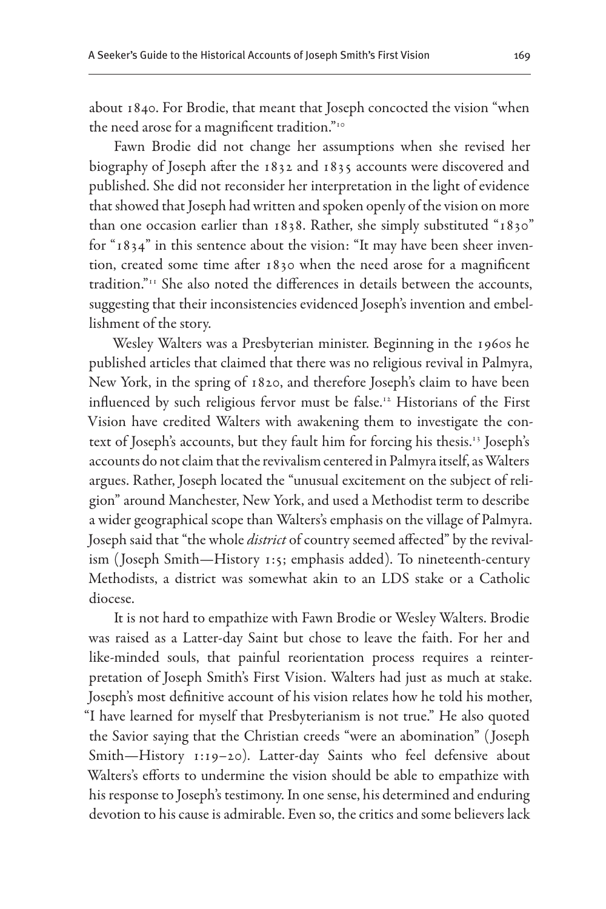about 1840. For Brodie, that meant that Joseph concocted the vision "when the need arose for a magnificent tradition."[10]

Fawn Brodie did not change her assumptions when she revised her biography of Joseph after the 1832 and 1835 accounts were discovered and published. She did not reconsider her interpretation in the light of evidence that showed that Joseph had written and spoken openly of the vision on more than one occasion earlier than 1838. Rather, she simply substituted "1830" for "1834" in this sentence about the vision: "It may have been sheer invention, created some time after 1830 when the need arose for a magnificent tradition."[11] She also noted the differences in details between the accounts, suggesting that their inconsistencies evidenced Joseph's invention and embellishment of the story.

Wesley Walters was a Presbyterian minister. Beginning in the 1960s he published articles that claimed that there was no religious revival in Palmyra, New York, in the spring of 1820, and therefore Joseph's claim to have been influenced by such religious fervor must be false.[12] Historians of the First Vision have credited Walters with awakening them to investigate the context of Joseph's accounts, but they fault him for forcing his thesis.[13] Joseph's accounts do not claim that the revivalism centered in Palmyra itself, as Walters argues. Rather, Joseph located the "unusual excitement on the subject of religion" around Manchester, New York, and used a Methodist term to describe a wider geographical scope than Walters's emphasis on the village of Palmyra. Joseph said that "the whole *district* of country seemed affected" by the revivalism (Joseph Smith—History 1:5; emphasis added). To nineteenth-century Methodists, a district was somewhat akin to an LDS stake or a Catholic diocese.

It is not hard to empathize with Fawn Brodie or Wesley Walters. Brodie was raised as a Latter-day Saint but chose to leave the faith. For her and like-minded souls, that painful reorientation process requires a reinterpretation of Joseph Smith's First Vision. Walters had just as much at stake. Joseph's most definitive account of his vision relates how he told his mother, "I have learned for myself that Presbyterianism is not true." He also quoted the Savior saying that the Christian creeds "were an abomination" (Joseph Smith—History 1:19–20). Latter-day Saints who feel defensive about Walters's efforts to undermine the vision should be able to empathize with his response to Joseph's testimony. In one sense, his determined and enduring devotion to his cause is admirable. Even so, the critics and some believers lack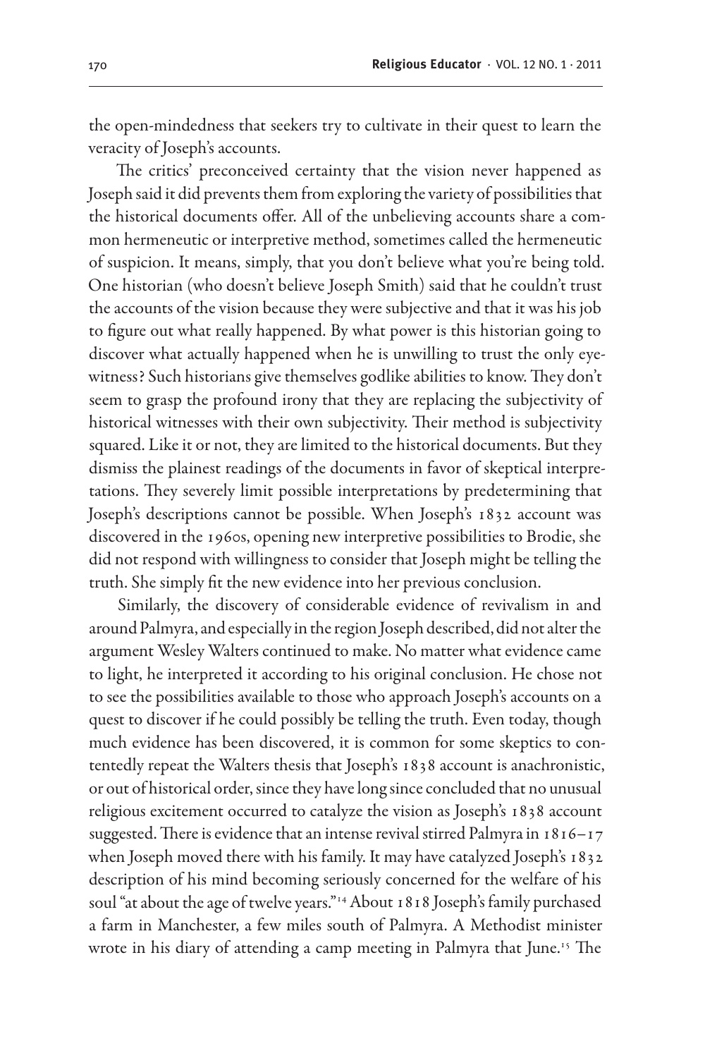the open-mindedness that seekers try to cultivate in their quest to learn the veracity of Joseph's accounts.

The critics' preconceived certainty that the vision never happened as Joseph said it did prevents them from exploring the variety of possibilities that the historical documents offer. All of the unbelieving accounts share a common hermeneutic or interpretive method, sometimes called the hermeneutic of suspicion. It means, simply, that you don't believe what you're being told. One historian (who doesn't believe Joseph Smith) said that he couldn't trust the accounts of the vision because they were subjective and that it was his job to figure out what really happened. By what power is this historian going to discover what actually happened when he is unwilling to trust the only eyewitness? Such historians give themselves godlike abilities to know. They don't seem to grasp the profound irony that they are replacing the subjectivity of historical witnesses with their own subjectivity. Their method is subjectivity squared. Like it or not, they are limited to the historical documents. But they dismiss the plainest readings of the documents in favor of skeptical interpretations. They severely limit possible interpretations by predetermining that Joseph's descriptions cannot be possible. When Joseph's 1832 account was discovered in the 1960s, opening new interpretive possibilities to Brodie, she did not respond with willingness to consider that Joseph might be telling the truth. She simply fit the new evidence into her previous conclusion.

Similarly, the discovery of considerable evidence of revivalism in and around Palmyra, and especially in the region Joseph described, did not alter the argument Wesley Walters continued to make. No matter what evidence came to light, he interpreted it according to his original conclusion. He chose not to see the possibilities available to those who approach Joseph's accounts on a quest to discover if he could possibly be telling the truth. Even today, though much evidence has been discovered, it is common for some skeptics to contentedly repeat the Walters thesis that Joseph's 1838 account is anachronistic, or out of historical order, since they have long since concluded that no unusual religious excitement occurred to catalyze the vision as Joseph's 1838 account suggested. There is evidence that an intense revival stirred Palmyra in 1816–17 when Joseph moved there with his family. It may have catalyzed Joseph's 1832 description of his mind becoming seriously concerned for the welfare of his soul "at about the age of twelve years."[14] About 1818 Joseph's family purchased a farm in Manchester, a few miles south of Palmyra. A Methodist minister wrote in his diary of attending a camp meeting in Palmyra that June.[15] The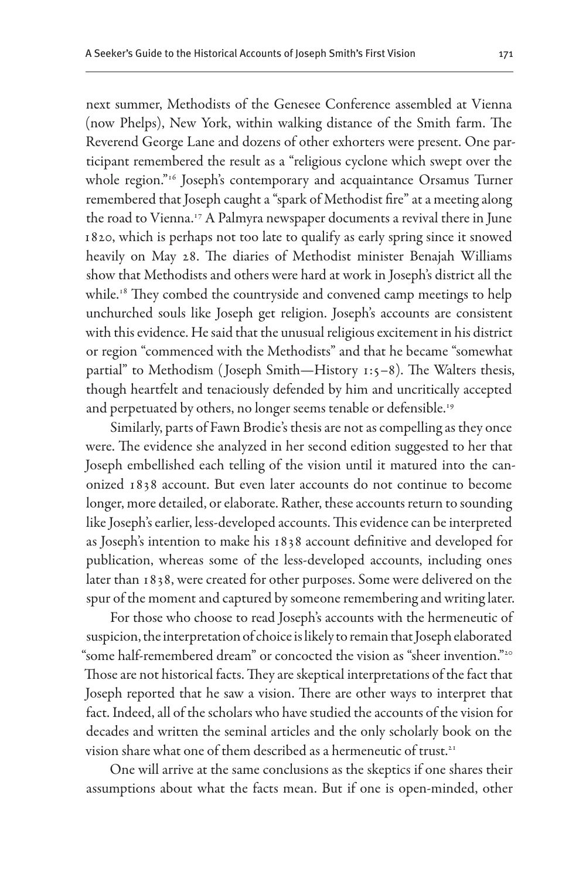next summer, Methodists of the Genesee Conference assembled at Vienna (now Phelps), New York, within walking distance of the Smith farm. The Reverend George Lane and dozens of other exhorters were present. One participant remembered the result as a "religious cyclone which swept over the whole region."[16] Joseph's contemporary and acquaintance Orsamus Turner remembered that Joseph caught a "spark of Methodist fire" at a meeting along the road to Vienna.[17] A Palmyra newspaper documents a revival there in June 1820, which is perhaps not too late to qualify as early spring since it snowed heavily on May 28. The diaries of Methodist minister Benajah Williams show that Methodists and others were hard at work in Joseph's district all the while.[18] They combed the countryside and convened camp meetings to help unchurched souls like Joseph get religion. Joseph's accounts are consistent with this evidence. He said that the unusual religious excitement in his district or region "commenced with the Methodists" and that he became "somewhat partial" to Methodism (Joseph Smith—History 1:5–8). The Walters thesis, though heartfelt and tenaciously defended by him and uncritically accepted and perpetuated by others, no longer seems tenable or defensible.[19]

Similarly, parts of Fawn Brodie's thesis are not as compelling as they once were. The evidence she analyzed in her second edition suggested to her that Joseph embellished each telling of the vision until it matured into the canonized 1838 account. But even later accounts do not continue to become longer, more detailed, or elaborate. Rather, these accounts return to sounding like Joseph's earlier, less-developed accounts. This evidence can be interpreted as Joseph's intention to make his 1838 account definitive and developed for publication, whereas some of the less-developed accounts, including ones later than 1838, were created for other purposes. Some were delivered on the spur of the moment and captured by someone remembering and writing later.

For those who choose to read Joseph's accounts with the hermeneutic of suspicion, the interpretation of choice is likely to remain that Joseph elaborated "some half-remembered dream" or concocted the vision as "sheer invention."[20] Those are not historical facts. They are skeptical interpretations of the fact that Joseph reported that he saw a vision. There are other ways to interpret that fact. Indeed, all of the scholars who have studied the accounts of the vision for decades and written the seminal articles and the only scholarly book on the vision share what one of them described as a hermeneutic of trust.[21]

One will arrive at the same conclusions as the skeptics if one shares their assumptions about what the facts mean. But if one is open-minded, other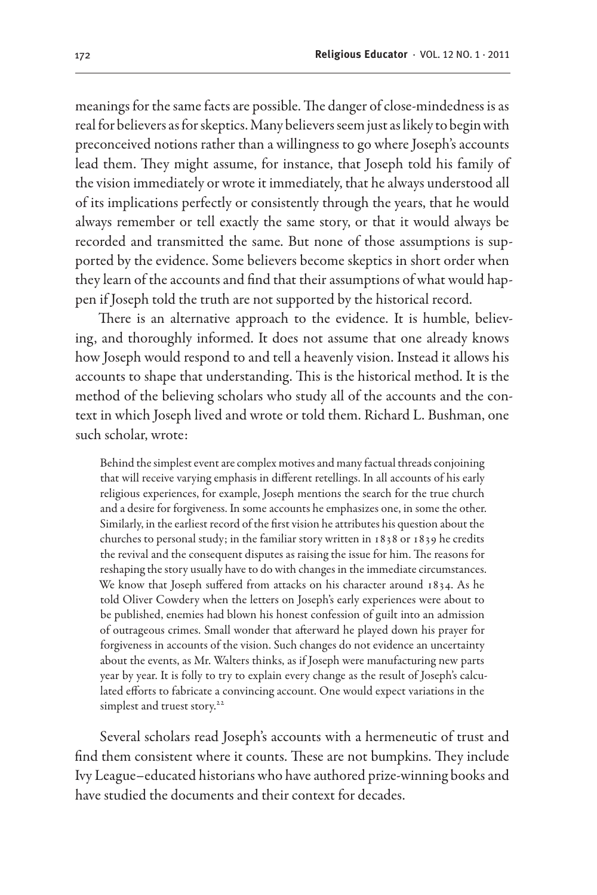meanings for the same facts are possible. The danger of close-mindedness is as real for believers as for skeptics. Many believers seem just as likely to begin with preconceived notions rather than a willingness to go where Joseph's accounts lead them. They might assume, for instance, that Joseph told his family of the vision immediately or wrote it immediately, that he always understood all of its implications perfectly or consistently through the years, that he would always remember or tell exactly the same story, or that it would always be recorded and transmitted the same. But none of those assumptions is supported by the evidence. Some believers become skeptics in short order when they learn of the accounts and find that their assumptions of what would happen if Joseph told the truth are not supported by the historical record.

There is an alternative approach to the evidence. It is humble, believing, and thoroughly informed. It does not assume that one already knows how Joseph would respond to and tell a heavenly vision. Instead it allows his accounts to shape that understanding. This is the historical method. It is the method of the believing scholars who study all of the accounts and the context in which Joseph lived and wrote or told them. Richard L. Bushman, one such scholar, wrote:

> Behind the simplest event are complex motives and many factual threads conjoining that will receive varying emphasis in different retellings. In all accounts of his early religious experiences, for example, Joseph mentions the search for the true church and a desire for forgiveness. In some accounts he emphasizes one, in some the other. Similarly, in the earliest record of the first vision he attributes his question about the churches to personal study; in the familiar story written in 1838 or 1839 he credits the revival and the consequent disputes as raising the issue for him. The reasons for reshaping the story usually have to do with changes in the immediate circumstances. We know that Joseph suffered from attacks on his character around 1834. As he told Oliver Cowdery when the letters on Joseph's early experiences were about to be published, enemies had blown his honest confession of guilt into an admission of outrageous crimes. Small wonder that afterward he played down his prayer for forgiveness in accounts of the vision. Such changes do not evidence an uncertainty about the events, as Mr. Walters thinks, as if Joseph were manufacturing new parts year by year. It is folly to try to explain every change as the result of Joseph's calculated efforts to fabricate a convincing account. One would expect variations in the simplest and truest story.[22]

Several scholars read Joseph's accounts with a hermeneutic of trust and find them consistent where it counts. These are not bumpkins. They include Ivy League–educated historians who have authored prize-winning books and have studied the documents and their context for decades.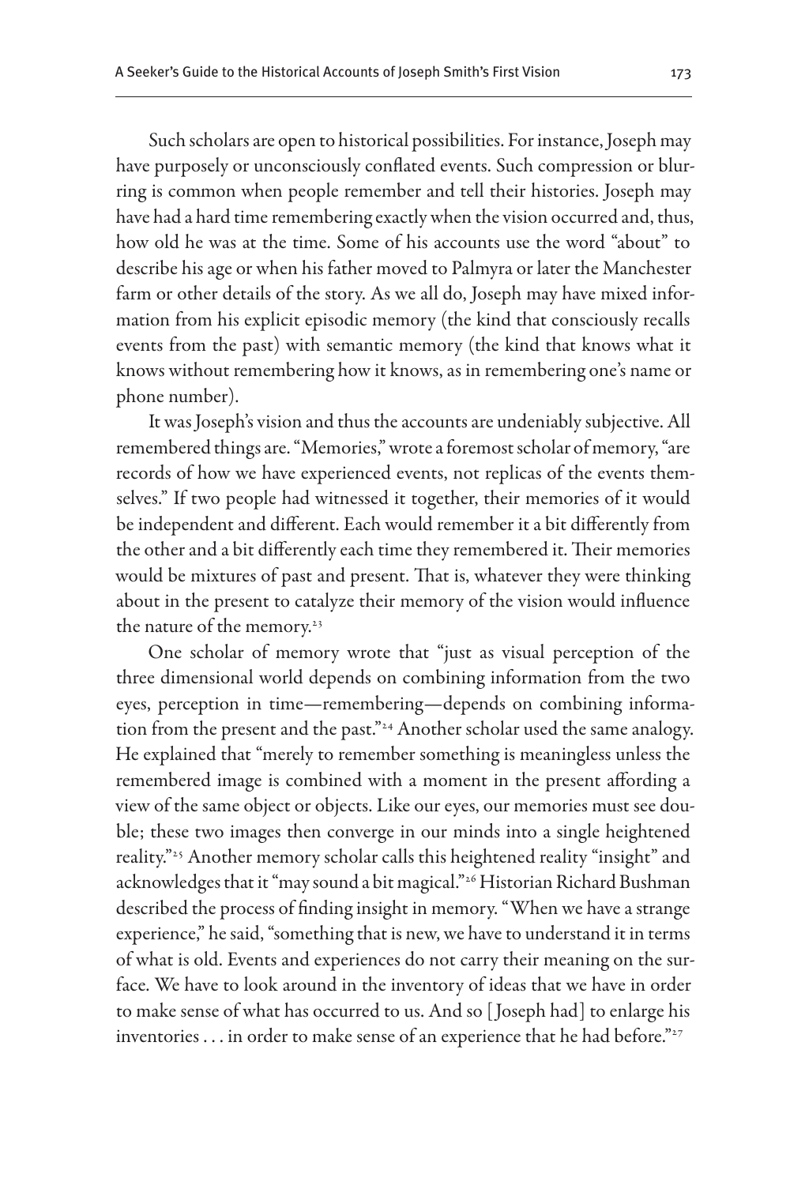Such scholars are open to historical possibilities. For instance, Joseph may have purposely or unconsciously conflated events. Such compression or blurring is common when people remember and tell their histories. Joseph may have had a hard time remembering exactly when the vision occurred and, thus, how old he was at the time. Some of his accounts use the word "about" to describe his age or when his father moved to Palmyra or later the Manchester farm or other details of the story. As we all do, Joseph may have mixed information from his explicit episodic memory (the kind that consciously recalls events from the past) with semantic memory (the kind that knows what it knows without remembering how it knows, as in remembering one's name or phone number).

It was Joseph's vision and thus the accounts are undeniably subjective. All remembered things are. "Memories," wrote a foremost scholar of memory, "are records of how we have experienced events, not replicas of the events themselves." If two people had witnessed it together, their memories of it would be independent and different. Each would remember it a bit differently from the other and a bit differently each time they remembered it. Their memories would be mixtures of past and present. That is, whatever they were thinking about in the present to catalyze their memory of the vision would influence the nature of the memory.[23]

One scholar of memory wrote that "just as visual perception of the three dimensional world depends on combining information from the two eyes, perception in time—remembering—depends on combining information from the present and the past."[24] Another scholar used the same analogy. He explained that "merely to remember something is meaningless unless the remembered image is combined with a moment in the present affording a view of the same object or objects. Like our eyes, our memories must see double; these two images then converge in our minds into a single heightened reality."[25] Another memory scholar calls this heightened reality "insight" and acknowledges that it "may sound a bit magical."[26] Historian Richard Bushman described the process of finding insight in memory. "When we have a strange experience," he said, "something that is new, we have to understand it in terms of what is old. Events and experiences do not carry their meaning on the surface. We have to look around in the inventory of ideas that we have in order to make sense of what has occurred to us. And so [Joseph had] to enlarge his inventories . . . in order to make sense of an experience that he had before."[27]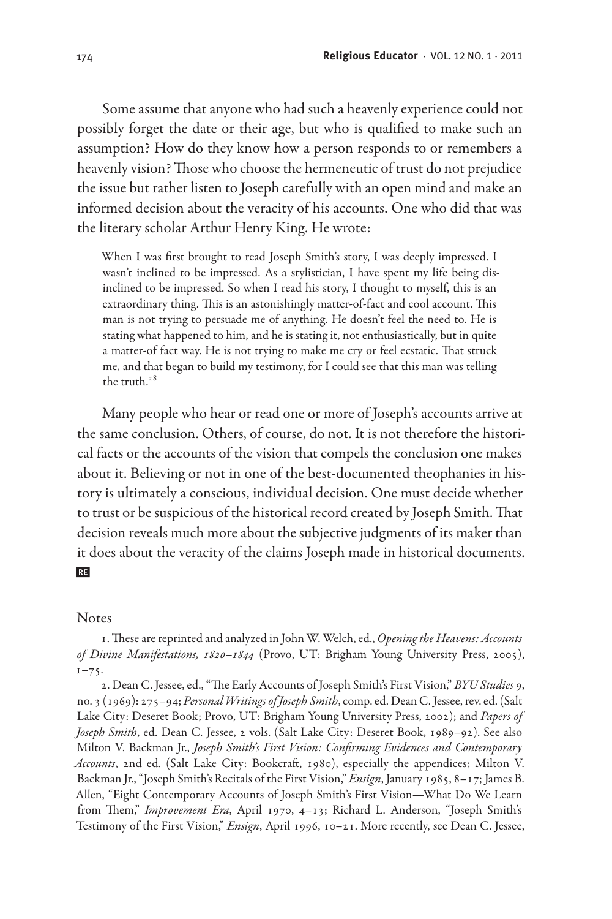Some assume that anyone who had such a heavenly experience could not possibly forget the date or their age, but who is qualified to make such an assumption? How do they know how a person responds to or remembers a heavenly vision? Those who choose the hermeneutic of trust do not prejudice the issue but rather listen to Joseph carefully with an open mind and make an informed decision about the veracity of his accounts. One who did that was the literary scholar Arthur Henry King. He wrote:

> When I was first brought to read Joseph Smith's story, I was deeply impressed. I wasn't inclined to be impressed. As a stylistician, I have spent my life being disinclined to be impressed. So when I read his story, I thought to myself, this is an extraordinary thing. This is an astonishingly matter-of-fact and cool account. This man is not trying to persuade me of anything. He doesn't feel the need to. He is stating what happened to him, and he is stating it, not enthusiastically, but in quite a matter-of fact way. He is not trying to make me cry or feel ecstatic. That struck me, and that began to build my testimony, for I could see that this man was telling the truth.[28]

Many people who hear or read one or more of Joseph's accounts arrive at the same conclusion. Others, of course, do not. It is not therefore the historical facts or the accounts of the vision that compels the conclusion one makes about it. Believing or not in one of the best-documented theophanies in history is ultimately a conscious, individual decision. One must decide whether to trust or be suspicious of the historical record created by Joseph Smith. That decision reveals much more about the subjective judgments of its maker than it does about the veracity of the claims Joseph made in historical documents. **RE**

---

Notes

1. These are reprinted and analyzed in John W. Welch, ed., *Opening the Heavens: Accounts of Divine Manifestations, 1820–1844* (Provo, UT: Brigham Young University Press, 2005), 1–75.

2. Dean C. Jessee, ed., "The Early Accounts of Joseph Smith's First Vision," *BYU Studies* 9, no. 3 (1969): 275–94; *Personal Writings of Joseph Smith*, comp. ed. Dean C. Jessee, rev. ed. (Salt Lake City: Deseret Book; Provo, UT: Brigham Young University Press, 2002); and *Papers of Joseph Smith*, ed. Dean C. Jessee, 2 vols. (Salt Lake City: Deseret Book, 1989–92). See also Milton V. Backman Jr., *Joseph Smith's First Vision: Confirming Evidences and Contemporary Accounts*, 2nd ed. (Salt Lake City: Bookcraft, 1980), especially the appendices; Milton V. Backman Jr., "Joseph Smith's Recitals of the First Vision," *Ensign*, January 1985, 8–17; James B. Allen, "Eight Contemporary Accounts of Joseph Smith's First Vision—What Do We Learn from Them," *Improvement Era*, April 1970, 4–13; Richard L. Anderson, "Joseph Smith's Testimony of the First Vision," *Ensign*, April 1996, 10–21. More recently, see Dean C. Jessee,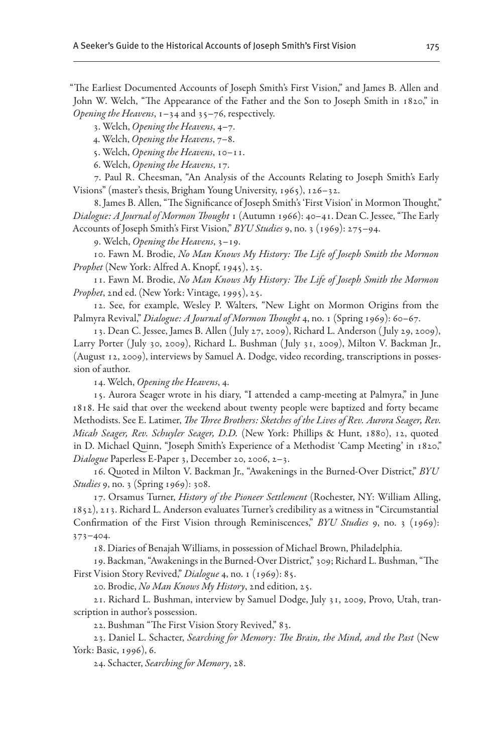"The Earliest Documented Accounts of Joseph Smith's First Vision," and James B. Allen and John W. Welch, "The Appearance of the Father and the Son to Joseph Smith in 1820," in *Opening the Heavens*, 1–34 and 35–76, respectively.

3. Welch, *Opening the Heavens*, 4–7.

4. Welch, *Opening the Heavens*, 7–8.

5. Welch, *Opening the Heavens*, 10–11.

6. Welch, *Opening the Heavens*, 17.

7. Paul R. Cheesman, "An Analysis of the Accounts Relating to Joseph Smith's Early Visions" (master's thesis, Brigham Young University, 1965), 126–32.

8. James B. Allen, "The Significance of Joseph Smith's 'First Vision' in Mormon Thought," *Dialogue: A Journal of Mormon Thought* 1 (Autumn 1966): 40–41. Dean C. Jessee, "The Early Accounts of Joseph Smith's First Vision," *BYU Studies* 9, no. 3 (1969): 275–94.

9. Welch, *Opening the Heavens*, 3–19.

10. Fawn M. Brodie, *No Man Knows My History: The Life of Joseph Smith the Mormon Prophet* (New York: Alfred A. Knopf, 1945), 25.

11. Fawn M. Brodie, *No Man Knows My History: The Life of Joseph Smith the Mormon Prophet*, 2nd ed. (New York: Vintage, 1995), 25.

12. See, for example, Wesley P. Walters, "New Light on Mormon Origins from the Palmyra Revival," *Dialogue: A Journal of Mormon Thought* 4, no. 1 (Spring 1969): 60–67.

13. Dean C. Jessee, James B. Allen (July 27, 2009), Richard L. Anderson (July 29, 2009), Larry Porter (July 30, 2009), Richard L. Bushman (July 31, 2009), Milton V. Backman Jr., (August 12, 2009), interviews by Samuel A. Dodge, video recording, transcriptions in possession of author.

14. Welch, *Opening the Heavens*, 4.

15. Aurora Seager wrote in his diary, "I attended a camp-meeting at Palmyra," in June 1818. He said that over the weekend about twenty people were baptized and forty became Methodists. See E. Latimer, *The Three Brothers: Sketches of the Lives of Rev. Aurora Seager, Rev. Micah Seager, Rev. Schuyler Seager, D.D.* (New York: Phillips & Hunt, 1880), 12, quoted in D. Michael Quinn, "Joseph Smith's Experience of a Methodist 'Camp Meeting' in 1820," *Dialogue* Paperless E-Paper 3, December 20, 2006, 2–3.

16. Quoted in Milton V. Backman Jr., "Awakenings in the Burned-Over District," *BYU Studies* 9, no. 3 (Spring 1969): 308.

17. Orsamus Turner, *History of the Pioneer Settlement* (Rochester, NY: William Alling, 1852), 213. Richard L. Anderson evaluates Turner's credibility as a witness in "Circumstantial Confirmation of the First Vision through Reminiscences," *BYU Studies* 9, no. 3 (1969): 373–404.

18. Diaries of Benajah Williams, in possession of Michael Brown, Philadelphia.

19. Backman, "Awakenings in the Burned-Over District," 309; Richard L. Bushman, "The First Vision Story Revived," *Dialogue* 4, no. 1 (1969): 85.

20. Brodie, *No Man Knows My History*, 2nd edition, 25.

21. Richard L. Bushman, interview by Samuel Dodge, July 31, 2009, Provo, Utah, transcription in author's possession.

22. Bushman "The First Vision Story Revived," 83.

23. Daniel L. Schacter, *Searching for Memory: The Brain, the Mind, and the Past* (New York: Basic, 1996), 6.

24. Schacter, *Searching for Memory*, 28.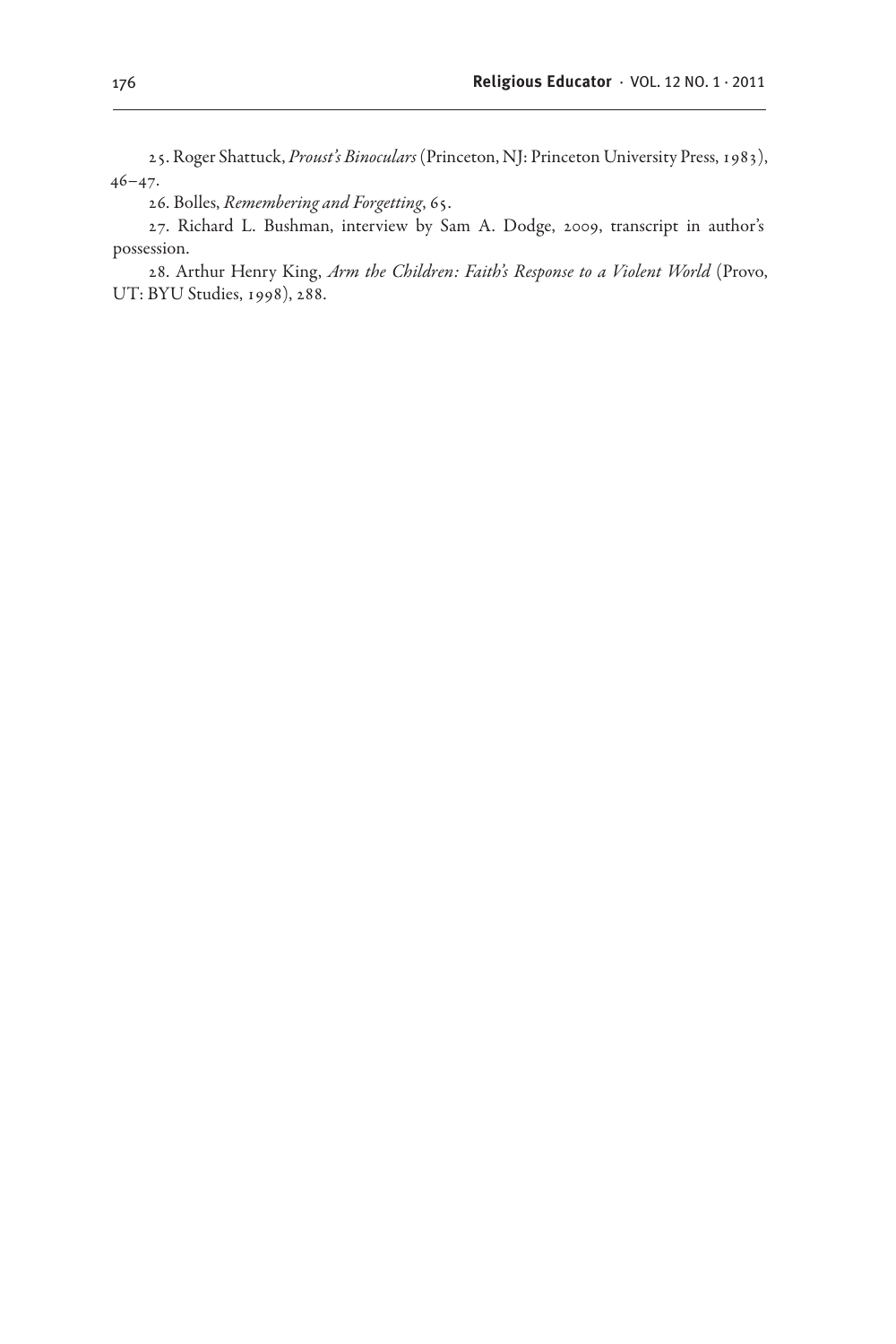25. Roger Shattuck, *Proust's Binoculars* (Princeton, NJ: Princeton University Press, 1983), 46–47.

26. Bolles, *Remembering and Forgetting*, 65.

27. Richard L. Bushman, interview by Sam A. Dodge, 2009, transcript in author's possession.

28. Arthur Henry King, *Arm the Children: Faith's Response to a Violent World* (Provo, UT: BYU Studies, 1998), 288.